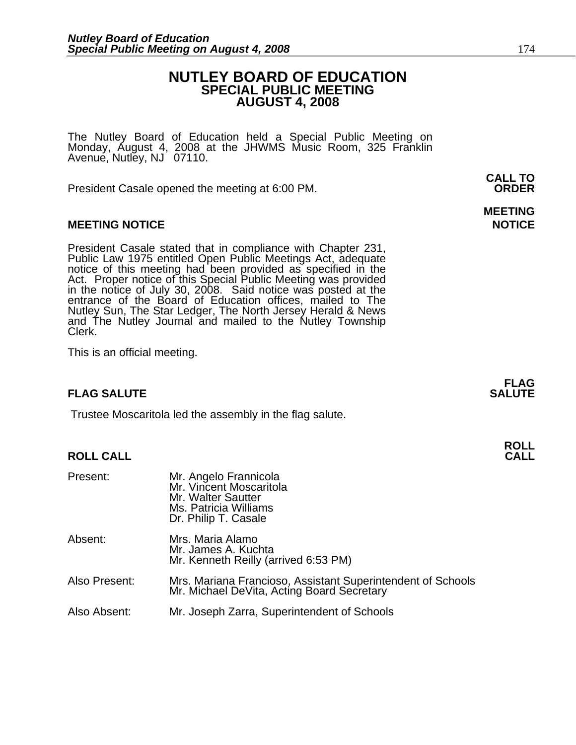# NUTLEY BOARD OF EDUCATION
## SPECIAL PUBLIC MEETING
## AUGUST 4, 2008

The Nutley Board of Education held a Special Public Meeting on Monday, August 4, 2008 at the JHWMS Music Room, 325 Franklin Avenue, Nutley, NJ 07110.

**CALL TO ORDER**

President Casale opened the meeting at 6:00 PM.

**MEETING NOTICE**

### MEETING NOTICE

President Casale stated that in compliance with Chapter 231, Public Law 1975 entitled Open Public Meetings Act, adequate notice of this meeting had been provided as specified in the Act. Proper notice of this Special Public Meeting was provided in the notice of July 30, 2008. Said notice was posted at the entrance of the Board of Education offices, mailed to The Nutley Sun, The Star Ledger, The North Jersey Herald & News and The Nutley Journal and mailed to the Nutley Township Clerk.

This is an official meeting.

**FLAG SALUTE**

### FLAG SALUTE

Trustee Moscaritola led the assembly in the flag salute.

**ROLL CALL**

### ROLL CALL

Present: Mr. Angelo Frannicola
Mr. Vincent Moscaritola
Mr. Walter Sautter
Ms. Patricia Williams
Dr. Philip T. Casale

Absent: Mrs. Maria Alamo
Mr. James A. Kuchta
Mr. Kenneth Reilly (arrived 6:53 PM)

Also Present: Mrs. Mariana Francioso, Assistant Superintendent of Schools
Mr. Michael DeVita, Acting Board Secretary

Also Absent: Mr. Joseph Zarra, Superintendent of Schools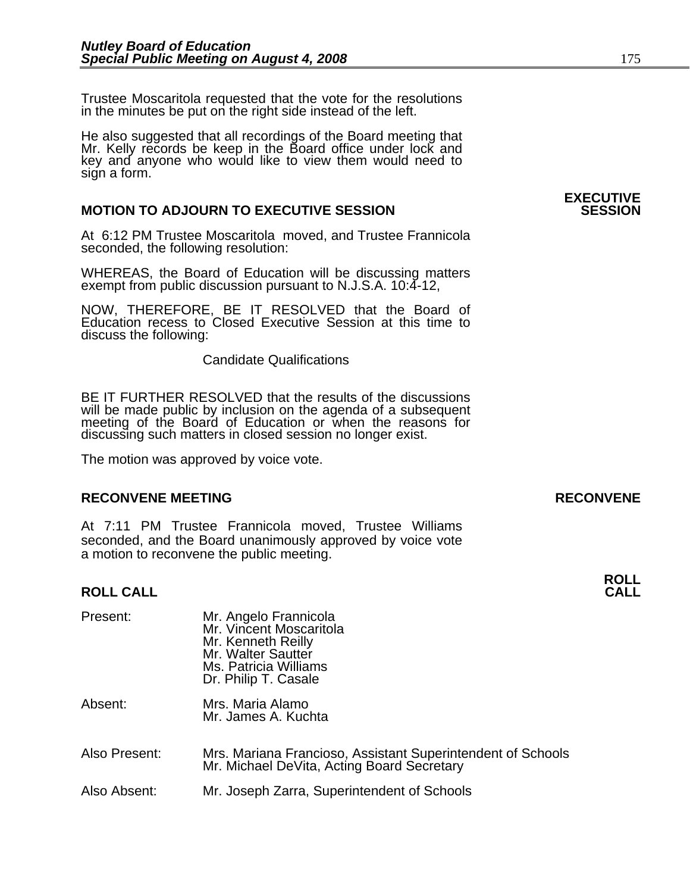Trustee Moscaritola requested that the vote for the resolutions in the minutes be put on the right side instead of the left.

He also suggested that all recordings of the Board meeting that Mr. Kelly records be keep in the Board office under lock and key and anyone who would like to view them would need to sign a form.

### MOTION TO ADJOURN TO EXECUTIVE SESSION

**EXECUTIVE SESSION**

At 6:12 PM Trustee Moscaritola moved, and Trustee Frannicola seconded, the following resolution:

WHEREAS, the Board of Education will be discussing matters exempt from public discussion pursuant to N.J.S.A. 10:4-12,

NOW, THEREFORE, BE IT RESOLVED that the Board of Education recess to Closed Executive Session at this time to discuss the following:

Candidate Qualifications

BE IT FURTHER RESOLVED that the results of the discussions will be made public by inclusion on the agenda of a subsequent meeting of the Board of Education or when the reasons for discussing such matters in closed session no longer exist.

The motion was approved by voice vote.

### RECONVENE MEETING

**RECONVENE**

At 7:11 PM Trustee Frannicola moved, Trustee Williams seconded, and the Board unanimously approved by voice vote a motion to reconvene the public meeting.

### ROLL CALL

**ROLL CALL**

Present:
- Mr. Angelo Frannicola
- Mr. Vincent Moscaritola
- Mr. Kenneth Reilly
- Mr. Walter Sautter
- Ms. Patricia Williams
- Dr. Philip T. Casale

Absent:
- Mrs. Maria Alamo
- Mr. James A. Kuchta

Also Present:
- Mrs. Mariana Francioso, Assistant Superintendent of Schools
- Mr. Michael DeVita, Acting Board Secretary

Also Absent:
- Mr. Joseph Zarra, Superintendent of Schools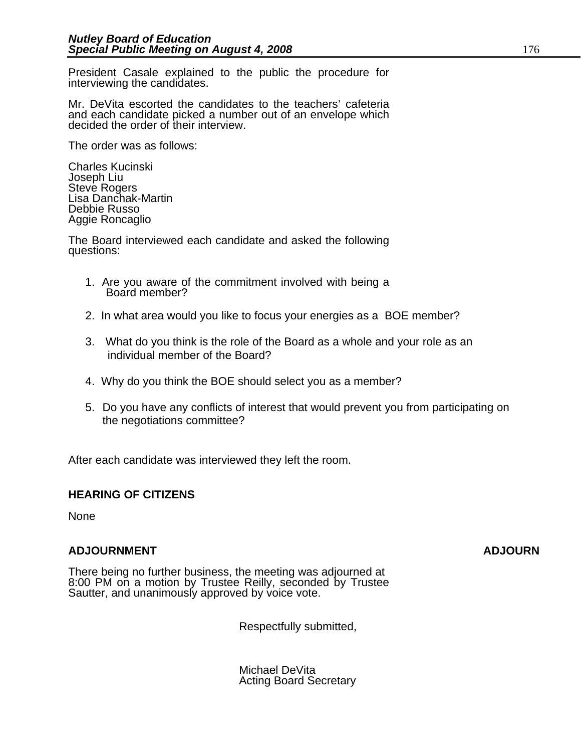President Casale explained to the public the procedure for interviewing the candidates.

Mr. DeVita escorted the candidates to the teachers' cafeteria and each candidate picked a number out of an envelope which decided the order of their interview.

The order was as follows:

Charles Kucinski
Joseph Liu
Steve Rogers
Lisa Danchak-Martin
Debbie Russo
Aggie Roncaglio

The Board interviewed each candidate and asked the following questions:

1. Are you aware of the commitment involved with being a Board member?
2. In what area would you like to focus your energies as a BOE member?
3. What do you think is the role of the Board as a whole and your role as an individual member of the Board?
4. Why do you think the BOE should select you as a member?
5. Do you have any conflicts of interest that would prevent you from participating on the negotiations committee?

After each candidate was interviewed they left the room.

**HEARING OF CITIZENS**

None

**ADJOURNMENT** **ADJOURN**

There being no further business, the meeting was adjourned at 8:00 PM on a motion by Trustee Reilly, seconded by Trustee Sautter, and unanimously approved by voice vote.

Respectfully submitted,

Michael DeVita
Acting Board Secretary